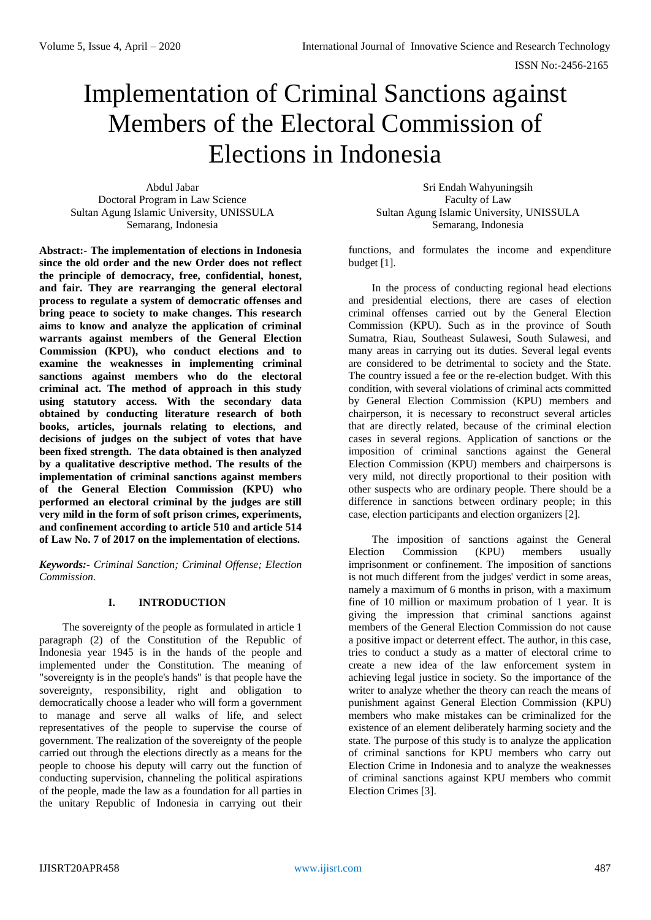# Implementation of Criminal Sanctions against Members of the Electoral Commission of Elections in Indonesia

Abdul Jabar
Doctoral Program in Law Science
Sultan Agung Islamic University, UNISSULA
Semarang, Indonesia

Sri Endah Wahyuningsih
Faculty of Law
Sultan Agung Islamic University, UNISSULA
Semarang, Indonesia

**Abstract:- The implementation of elections in Indonesia since the old order and the new Order does not reflect the principle of democracy, free, confidential, honest, and fair. They are rearranging the general electoral process to regulate a system of democratic offenses and bring peace to society to make changes. This research aims to know and analyze the application of criminal warrants against members of the General Election Commission (KPU), who conduct elections and to examine the weaknesses in implementing criminal sanctions against members who do the electoral criminal act. The method of approach in this study using statutory access. With the secondary data obtained by conducting literature research of both books, articles, journals relating to elections, and decisions of judges on the subject of votes that have been fixed strength. The data obtained is then analyzed by a qualitative descriptive method. The results of the implementation of criminal sanctions against members of the General Election Commission (KPU) who performed an electoral criminal by the judges are still very mild in the form of soft prison crimes, experiments, and confinement according to article 510 and article 514 of Law No. 7 of 2017 on the implementation of elections.**

***Keywords:-*** *Criminal Sanction; Criminal Offense; Election Commission.*

## I. INTRODUCTION

The sovereignty of the people as formulated in article 1 paragraph (2) of the Constitution of the Republic of Indonesia year 1945 is in the hands of the people and implemented under the Constitution. The meaning of "sovereignty is in the people's hands" is that people have the sovereignty, responsibility, right and obligation to democratically choose a leader who will form a government to manage and serve all walks of life, and select representatives of the people to supervise the course of government. The realization of the sovereignty of the people carried out through the elections directly as a means for the people to choose his deputy will carry out the function of conducting supervision, channeling the political aspirations of the people, made the law as a foundation for all parties in the unitary Republic of Indonesia in carrying out their functions, and formulates the income and expenditure budget [1].

In the process of conducting regional head elections and presidential elections, there are cases of election criminal offenses carried out by the General Election Commission (KPU). Such as in the province of South Sumatra, Riau, Southeast Sulawesi, South Sulawesi, and many areas in carrying out its duties. Several legal events are considered to be detrimental to society and the State. The country issued a fee or the re-election budget. With this condition, with several violations of criminal acts committed by General Election Commission (KPU) members and chairperson, it is necessary to reconstruct several articles that are directly related, because of the criminal election cases in several regions. Application of sanctions or the imposition of criminal sanctions against the General Election Commission (KPU) members and chairpersons is very mild, not directly proportional to their position with other suspects who are ordinary people. There should be a difference in sanctions between ordinary people; in this case, election participants and election organizers [2].

The imposition of sanctions against the General Election Commission (KPU) members usually imprisonment or confinement. The imposition of sanctions is not much different from the judges' verdict in some areas, namely a maximum of 6 months in prison, with a maximum fine of 10 million or maximum probation of 1 year. It is giving the impression that criminal sanctions against members of the General Election Commission do not cause a positive impact or deterrent effect. The author, in this case, tries to conduct a study as a matter of electoral crime to create a new idea of the law enforcement system in achieving legal justice in society. So the importance of the writer to analyze whether the theory can reach the means of punishment against General Election Commission (KPU) members who make mistakes can be criminalized for the existence of an element deliberately harming society and the state. The purpose of this study is to analyze the application of criminal sanctions for KPU members who carry out Election Crime in Indonesia and to analyze the weaknesses of criminal sanctions against KPU members who commit Election Crimes [3].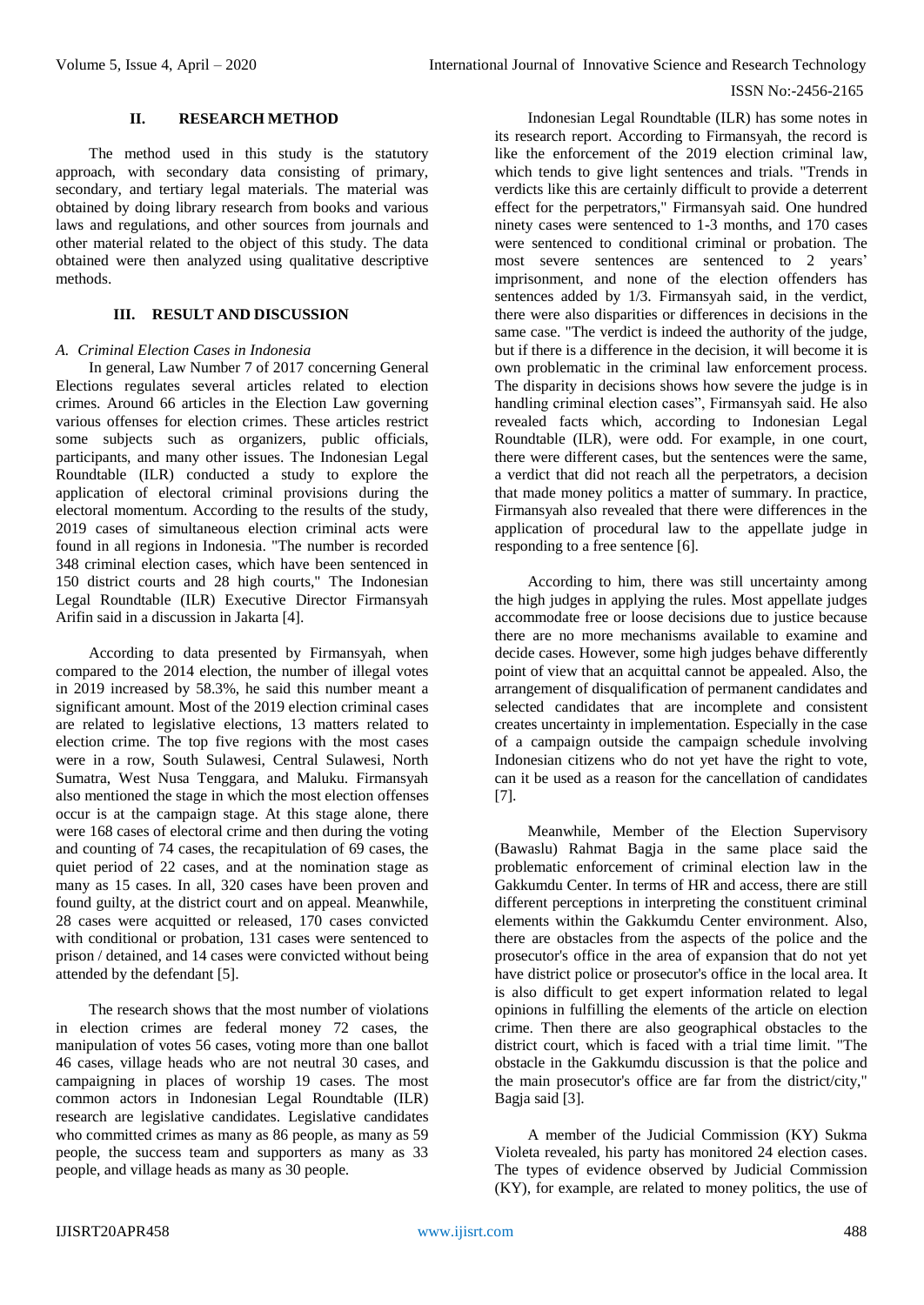## II. RESEARCH METHOD

The method used in this study is the statutory approach, with secondary data consisting of primary, secondary, and tertiary legal materials. The material was obtained by doing library research from books and various laws and regulations, and other sources from journals and other material related to the object of this study. The data obtained were then analyzed using qualitative descriptive methods.

## III. RESULT AND DISCUSSION

### *A. Criminal Election Cases in Indonesia*

In general, Law Number 7 of 2017 concerning General Elections regulates several articles related to election crimes. Around 66 articles in the Election Law governing various offenses for election crimes. These articles restrict some subjects such as organizers, public officials, participants, and many other issues. The Indonesian Legal Roundtable (ILR) conducted a study to explore the application of electoral criminal provisions during the electoral momentum. According to the results of the study, 2019 cases of simultaneous election criminal acts were found in all regions in Indonesia. "The number is recorded 348 criminal election cases, which have been sentenced in 150 district courts and 28 high courts," The Indonesian Legal Roundtable (ILR) Executive Director Firmansyah Arifin said in a discussion in Jakarta [4].

According to data presented by Firmansyah, when compared to the 2014 election, the number of illegal votes in 2019 increased by 58.3%, he said this number meant a significant amount. Most of the 2019 election criminal cases are related to legislative elections, 13 matters related to election crime. The top five regions with the most cases were in a row, South Sulawesi, Central Sulawesi, North Sumatra, West Nusa Tenggara, and Maluku. Firmansyah also mentioned the stage in which the most election offenses occur is at the campaign stage. At this stage alone, there were 168 cases of electoral crime and then during the voting and counting of 74 cases, the recapitulation of 69 cases, the quiet period of 22 cases, and at the nomination stage as many as 15 cases. In all, 320 cases have been proven and found guilty, at the district court and on appeal. Meanwhile, 28 cases were acquitted or released, 170 cases convicted with conditional or probation, 131 cases were sentenced to prison / detained, and 14 cases were convicted without being attended by the defendant [5].

The research shows that the most number of violations in election crimes are federal money 72 cases, the manipulation of votes 56 cases, voting more than one ballot 46 cases, village heads who are not neutral 30 cases, and campaigning in places of worship 19 cases. The most common actors in Indonesian Legal Roundtable (ILR) research are legislative candidates. Legislative candidates who committed crimes as many as 86 people, as many as 59 people, the success team and supporters as many as 33 people, and village heads as many as 30 people.

Indonesian Legal Roundtable (ILR) has some notes in its research report. According to Firmansyah, the record is like the enforcement of the 2019 election criminal law, which tends to give light sentences and trials. "Trends in verdicts like this are certainly difficult to provide a deterrent effect for the perpetrators," Firmansyah said. One hundred ninety cases were sentenced to 1-3 months, and 170 cases were sentenced to conditional criminal or probation. The most severe sentences are sentenced to 2 years' imprisonment, and none of the election offenders has sentences added by 1/3. Firmansyah said, in the verdict, there were also disparities or differences in decisions in the same case. "The verdict is indeed the authority of the judge, but if there is a difference in the decision, it will become it is own problematic in the criminal law enforcement process. The disparity in decisions shows how severe the judge is in handling criminal election cases", Firmansyah said. He also revealed facts which, according to Indonesian Legal Roundtable (ILR), were odd. For example, in one court, there were different cases, but the sentences were the same, a verdict that did not reach all the perpetrators, a decision that made money politics a matter of summary. In practice, Firmansyah also revealed that there were differences in the application of procedural law to the appellate judge in responding to a free sentence [6].

According to him, there was still uncertainty among the high judges in applying the rules. Most appellate judges accommodate free or loose decisions due to justice because there are no more mechanisms available to examine and decide cases. However, some high judges behave differently point of view that an acquittal cannot be appealed. Also, the arrangement of disqualification of permanent candidates and selected candidates that are incomplete and consistent creates uncertainty in implementation. Especially in the case of a campaign outside the campaign schedule involving Indonesian citizens who do not yet have the right to vote, can it be used as a reason for the cancellation of candidates [7].

Meanwhile, Member of the Election Supervisory (Bawaslu) Rahmat Bagja in the same place said the problematic enforcement of criminal election law in the Gakkumdu Center. In terms of HR and access, there are still different perceptions in interpreting the constituent criminal elements within the Gakkumdu Center environment. Also, there are obstacles from the aspects of the police and the prosecutor's office in the area of expansion that do not yet have district police or prosecutor's office in the local area. It is also difficult to get expert information related to legal opinions in fulfilling the elements of the article on election crime. Then there are also geographical obstacles to the district court, which is faced with a trial time limit. "The obstacle in the Gakkumdu discussion is that the police and the main prosecutor's office are far from the district/city," Bagja said [3].

A member of the Judicial Commission (KY) Sukma Violeta revealed, his party has monitored 24 election cases. The types of evidence observed by Judicial Commission (KY), for example, are related to money politics, the use of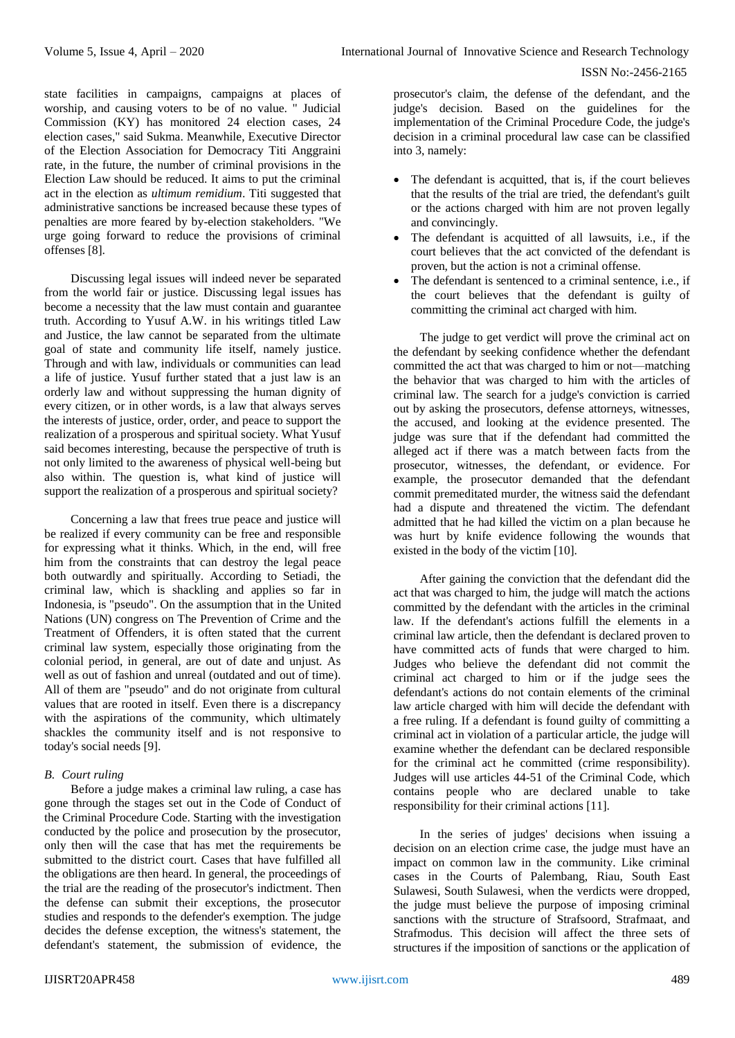state facilities in campaigns, campaigns at places of worship, and causing voters to be of no value. " Judicial Commission (KY) has monitored 24 election cases, 24 election cases," said Sukma. Meanwhile, Executive Director of the Election Association for Democracy Titi Anggraini rate, in the future, the number of criminal provisions in the Election Law should be reduced. It aims to put the criminal act in the election as *ultimum remidium*. Titi suggested that administrative sanctions be increased because these types of penalties are more feared by by-election stakeholders. "We urge going forward to reduce the provisions of criminal offenses [8].

Discussing legal issues will indeed never be separated from the world fair or justice. Discussing legal issues has become a necessity that the law must contain and guarantee truth. According to Yusuf A.W. in his writings titled Law and Justice, the law cannot be separated from the ultimate goal of state and community life itself, namely justice. Through and with law, individuals or communities can lead a life of justice. Yusuf further stated that a just law is an orderly law and without suppressing the human dignity of every citizen, or in other words, is a law that always serves the interests of justice, order, order, and peace to support the realization of a prosperous and spiritual society. What Yusuf said becomes interesting, because the perspective of truth is not only limited to the awareness of physical well-being but also within. The question is, what kind of justice will support the realization of a prosperous and spiritual society?

Concerning a law that frees true peace and justice will be realized if every community can be free and responsible for expressing what it thinks. Which, in the end, will free him from the constraints that can destroy the legal peace both outwardly and spiritually. According to Setiadi, the criminal law, which is shackling and applies so far in Indonesia, is "pseudo". On the assumption that in the United Nations (UN) congress on The Prevention of Crime and the Treatment of Offenders, it is often stated that the current criminal law system, especially those originating from the colonial period, in general, are out of date and unjust. As well as out of fashion and unreal (outdated and out of time). All of them are "pseudo" and do not originate from cultural values that are rooted in itself. Even there is a discrepancy with the aspirations of the community, which ultimately shackles the community itself and is not responsive to today's social needs [9].

### *B. Court ruling*

Before a judge makes a criminal law ruling, a case has gone through the stages set out in the Code of Conduct of the Criminal Procedure Code. Starting with the investigation conducted by the police and prosecution by the prosecutor, only then will the case that has met the requirements be submitted to the district court. Cases that have fulfilled all the obligations are then heard. In general, the proceedings of the trial are the reading of the prosecutor's indictment. Then the defense can submit their exceptions, the prosecutor studies and responds to the defender's exemption. The judge decides the defense exception, the witness's statement, the defendant's statement, the submission of evidence, the prosecutor's claim, the defense of the defendant, and the judge's decision. Based on the guidelines for the implementation of the Criminal Procedure Code, the judge's decision in a criminal procedural law case can be classified into 3, namely:

- The defendant is acquitted, that is, if the court believes that the results of the trial are tried, the defendant's guilt or the actions charged with him are not proven legally and convincingly.
- The defendant is acquitted of all lawsuits, i.e., if the court believes that the act convicted of the defendant is proven, but the action is not a criminal offense.
- The defendant is sentenced to a criminal sentence, i.e., if the court believes that the defendant is guilty of committing the criminal act charged with him.

The judge to get verdict will prove the criminal act on the defendant by seeking confidence whether the defendant committed the act that was charged to him or not—matching the behavior that was charged to him with the articles of criminal law. The search for a judge's conviction is carried out by asking the prosecutors, defense attorneys, witnesses, the accused, and looking at the evidence presented. The judge was sure that if the defendant had committed the alleged act if there was a match between facts from the prosecutor, witnesses, the defendant, or evidence. For example, the prosecutor demanded that the defendant commit premeditated murder, the witness said the defendant had a dispute and threatened the victim. The defendant admitted that he had killed the victim on a plan because he was hurt by knife evidence following the wounds that existed in the body of the victim [10].

After gaining the conviction that the defendant did the act that was charged to him, the judge will match the actions committed by the defendant with the articles in the criminal law. If the defendant's actions fulfill the elements in a criminal law article, then the defendant is declared proven to have committed acts of funds that were charged to him. Judges who believe the defendant did not commit the criminal act charged to him or if the judge sees the defendant's actions do not contain elements of the criminal law article charged with him will decide the defendant with a free ruling. If a defendant is found guilty of committing a criminal act in violation of a particular article, the judge will examine whether the defendant can be declared responsible for the criminal act he committed (crime responsibility). Judges will use articles 44-51 of the Criminal Code, which contains people who are declared unable to take responsibility for their criminal actions [11].

In the series of judges' decisions when issuing a decision on an election crime case, the judge must have an impact on common law in the community. Like criminal cases in the Courts of Palembang, Riau, South East Sulawesi, South Sulawesi, when the verdicts were dropped, the judge must believe the purpose of imposing criminal sanctions with the structure of Strafsoord, Strafmaat, and Strafmodus. This decision will affect the three sets of structures if the imposition of sanctions or the application of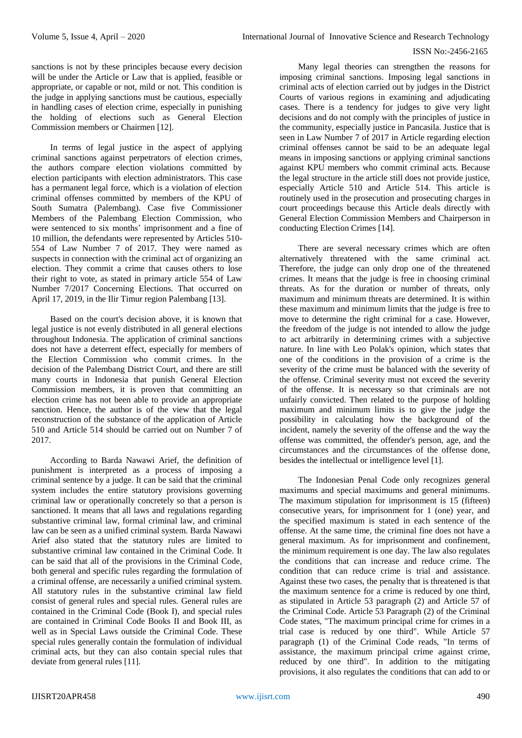sanctions is not by these principles because every decision will be under the Article or Law that is applied, feasible or appropriate, or capable or not, mild or not. This condition is the judge in applying sanctions must be cautious, especially in handling cases of election crime, especially in punishing the holding of elections such as General Election Commission members or Chairmen [12].

In terms of legal justice in the aspect of applying criminal sanctions against perpetrators of election crimes, the authors compare election violations committed by election participants with election administrators. This case has a permanent legal force, which is a violation of election criminal offenses committed by members of the KPU of South Sumatra (Palembang). Case five Commissioner Members of the Palembang Election Commission, who were sentenced to six months' imprisonment and a fine of 10 million, the defendants were represented by Articles 510-554 of Law Number 7 of 2017. They were named as suspects in connection with the criminal act of organizing an election. They commit a crime that causes others to lose their right to vote, as stated in primary article 554 of Law Number 7/2017 Concerning Elections. That occurred on April 17, 2019, in the Ilir Timur region Palembang [13].

Based on the court's decision above, it is known that legal justice is not evenly distributed in all general elections throughout Indonesia. The application of criminal sanctions does not have a deterrent effect, especially for members of the Election Commission who commit crimes. In the decision of the Palembang District Court, and there are still many courts in Indonesia that punish General Election Commission members, it is proven that committing an election crime has not been able to provide an appropriate sanction. Hence, the author is of the view that the legal reconstruction of the substance of the application of Article 510 and Article 514 should be carried out on Number 7 of 2017.

According to Barda Nawawi Arief, the definition of punishment is interpreted as a process of imposing a criminal sentence by a judge. It can be said that the criminal system includes the entire statutory provisions governing criminal law or operationally concretely so that a person is sanctioned. It means that all laws and regulations regarding substantive criminal law, formal criminal law, and criminal law can be seen as a unified criminal system. Barda Nawawi Arief also stated that the statutory rules are limited to substantive criminal law contained in the Criminal Code. It can be said that all of the provisions in the Criminal Code, both general and specific rules regarding the formulation of a criminal offense, are necessarily a unified criminal system. All statutory rules in the substantive criminal law field consist of general rules and special rules. General rules are contained in the Criminal Code (Book I), and special rules are contained in Criminal Code Books II and Book III, as well as in Special Laws outside the Criminal Code. These special rules generally contain the formulation of individual criminal acts, but they can also contain special rules that deviate from general rules [11].

Many legal theories can strengthen the reasons for imposing criminal sanctions. Imposing legal sanctions in criminal acts of election carried out by judges in the District Courts of various regions in examining and adjudicating cases. There is a tendency for judges to give very light decisions and do not comply with the principles of justice in the community, especially justice in Pancasila. Justice that is seen in Law Number 7 of 2017 in Article regarding election criminal offenses cannot be said to be an adequate legal means in imposing sanctions or applying criminal sanctions against KPU members who commit criminal acts. Because the legal structure in the article still does not provide justice, especially Article 510 and Article 514. This article is routinely used in the prosecution and prosecuting charges in court proceedings because this Article deals directly with General Election Commission Members and Chairperson in conducting Election Crimes [14].

There are several necessary crimes which are often alternatively threatened with the same criminal act. Therefore, the judge can only drop one of the threatened crimes. It means that the judge is free in choosing criminal threats. As for the duration or number of threats, only maximum and minimum threats are determined. It is within these maximum and minimum limits that the judge is free to move to determine the right criminal for a case. However, the freedom of the judge is not intended to allow the judge to act arbitrarily in determining crimes with a subjective nature. In line with Leo Polak's opinion, which states that one of the conditions in the provision of a crime is the severity of the crime must be balanced with the severity of the offense. Criminal severity must not exceed the severity of the offense. It is necessary so that criminals are not unfairly convicted. Then related to the purpose of holding maximum and minimum limits is to give the judge the possibility in calculating how the background of the incident, namely the severity of the offense and the way the offense was committed, the offender's person, age, and the circumstances and the circumstances of the offense done, besides the intellectual or intelligence level [1].

The Indonesian Penal Code only recognizes general maximums and special maximums and general minimums. The maximum stipulation for imprisonment is 15 (fifteen) consecutive years, for imprisonment for 1 (one) year, and the specified maximum is stated in each sentence of the offense. At the same time, the criminal fine does not have a general maximum. As for imprisonment and confinement, the minimum requirement is one day. The law also regulates the conditions that can increase and reduce crime. The condition that can reduce crime is trial and assistance. Against these two cases, the penalty that is threatened is that the maximum sentence for a crime is reduced by one third, as stipulated in Article 53 paragraph (2) and Article 57 of the Criminal Code. Article 53 Paragraph (2) of the Criminal Code states, "The maximum principal crime for crimes in a trial case is reduced by one third". While Article 57 paragraph (1) of the Criminal Code reads, "In terms of assistance, the maximum principal crime against crime, reduced by one third". In addition to the mitigating provisions, it also regulates the conditions that can add to or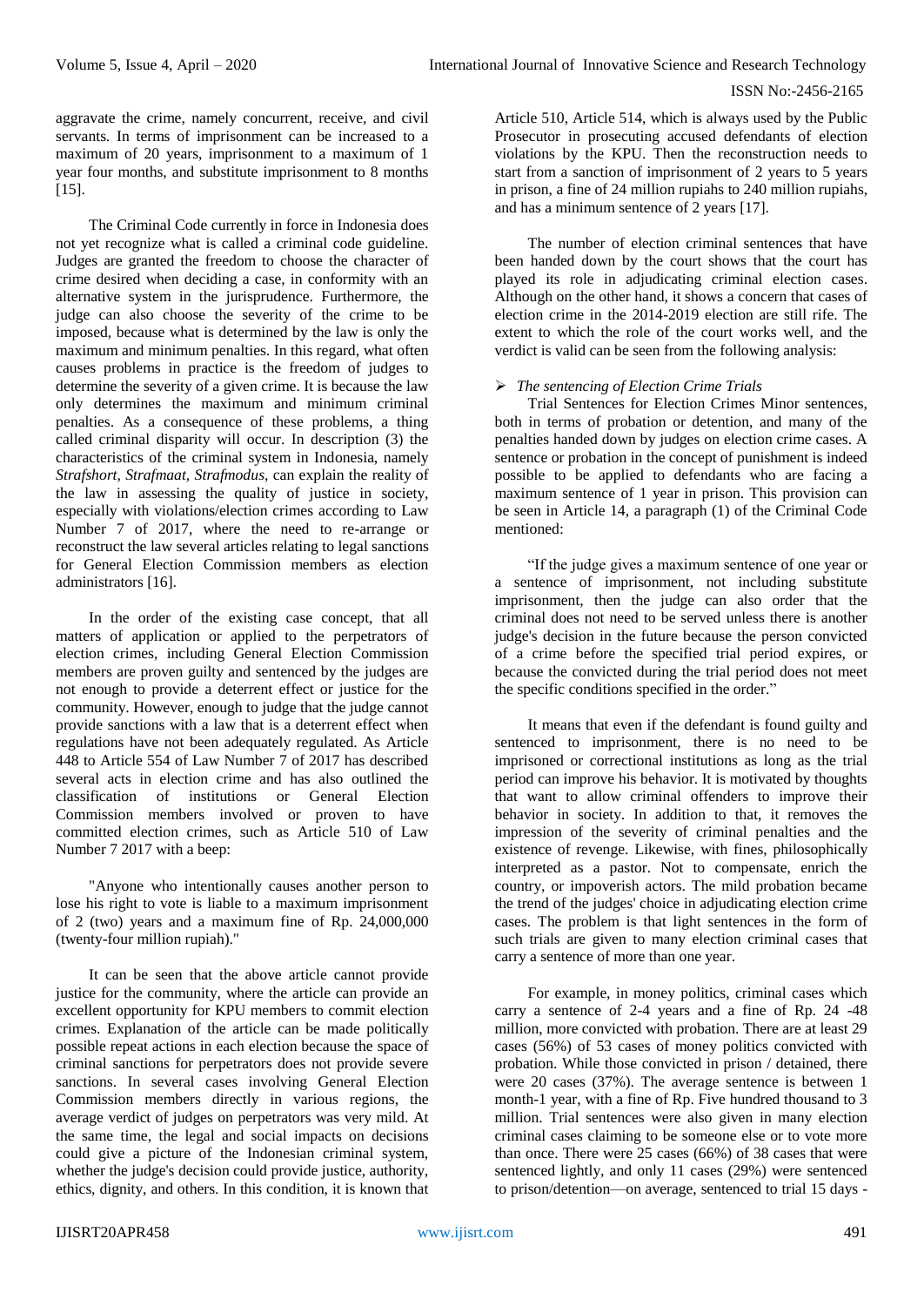aggravate the crime, namely concurrent, receive, and civil servants. In terms of imprisonment can be increased to a maximum of 20 years, imprisonment to a maximum of 1 year four months, and substitute imprisonment to 8 months [15].

The Criminal Code currently in force in Indonesia does not yet recognize what is called a criminal code guideline. Judges are granted the freedom to choose the character of crime desired when deciding a case, in conformity with an alternative system in the jurisprudence. Furthermore, the judge can also choose the severity of the crime to be imposed, because what is determined by the law is only the maximum and minimum penalties. In this regard, what often causes problems in practice is the freedom of judges to determine the severity of a given crime. It is because the law only determines the maximum and minimum criminal penalties. As a consequence of these problems, a thing called criminal disparity will occur. In description (3) the characteristics of the criminal system in Indonesia, namely *Strafshort, Strafmaat, Strafmodus*, can explain the reality of the law in assessing the quality of justice in society, especially with violations/election crimes according to Law Number 7 of 2017, where the need to re-arrange or reconstruct the law several articles relating to legal sanctions for General Election Commission members as election administrators [16].

In the order of the existing case concept, that all matters of application or applied to the perpetrators of election crimes, including General Election Commission members are proven guilty and sentenced by the judges are not enough to provide a deterrent effect or justice for the community. However, enough to judge that the judge cannot provide sanctions with a law that is a deterrent effect when regulations have not been adequately regulated. As Article 448 to Article 554 of Law Number 7 of 2017 has described several acts in election crime and has also outlined the classification of institutions or General Election Commission members involved or proven to have committed election crimes, such as Article 510 of Law Number 7 2017 with a beep:

"Anyone who intentionally causes another person to lose his right to vote is liable to a maximum imprisonment of 2 (two) years and a maximum fine of Rp. 24,000,000 (twenty-four million rupiah)."

It can be seen that the above article cannot provide justice for the community, where the article can provide an excellent opportunity for KPU members to commit election crimes. Explanation of the article can be made politically possible repeat actions in each election because the space of criminal sanctions for perpetrators does not provide severe sanctions. In several cases involving General Election Commission members directly in various regions, the average verdict of judges on perpetrators was very mild. At the same time, the legal and social impacts on decisions could give a picture of the Indonesian criminal system, whether the judge's decision could provide justice, authority, ethics, dignity, and others. In this condition, it is known that Article 510, Article 514, which is always used by the Public Prosecutor in prosecuting accused defendants of election violations by the KPU. Then the reconstruction needs to start from a sanction of imprisonment of 2 years to 5 years in prison, a fine of 24 million rupiahs to 240 million rupiahs, and has a minimum sentence of 2 years [17].

The number of election criminal sentences that have been handed down by the court shows that the court has played its role in adjudicating criminal election cases. Although on the other hand, it shows a concern that cases of election crime in the 2014-2019 election are still rife. The extent to which the role of the court works well, and the verdict is valid can be seen from the following analysis:

- *The sentencing of Election Crime Trials*

Trial Sentences for Election Crimes Minor sentences, both in terms of probation or detention, and many of the penalties handed down by judges on election crime cases. A sentence or probation in the concept of punishment is indeed possible to be applied to defendants who are facing a maximum sentence of 1 year in prison. This provision can be seen in Article 14, a paragraph (1) of the Criminal Code mentioned:

"If the judge gives a maximum sentence of one year or a sentence of imprisonment, not including substitute imprisonment, then the judge can also order that the criminal does not need to be served unless there is another judge's decision in the future because the person convicted of a crime before the specified trial period expires, or because the convicted during the trial period does not meet the specific conditions specified in the order."

It means that even if the defendant is found guilty and sentenced to imprisonment, there is no need to be imprisoned or correctional institutions as long as the trial period can improve his behavior. It is motivated by thoughts that want to allow criminal offenders to improve their behavior in society. In addition to that, it removes the impression of the severity of criminal penalties and the existence of revenge. Likewise, with fines, philosophically interpreted as a pastor. Not to compensate, enrich the country, or impoverish actors. The mild probation became the trend of the judges' choice in adjudicating election crime cases. The problem is that light sentences in the form of such trials are given to many election criminal cases that carry a sentence of more than one year.

For example, in money politics, criminal cases which carry a sentence of 2-4 years and a fine of Rp. 24 -48 million, more convicted with probation. There are at least 29 cases (56%) of 53 cases of money politics convicted with probation. While those convicted in prison / detained, there were 20 cases (37%). The average sentence is between 1 month-1 year, with a fine of Rp. Five hundred thousand to 3 million. Trial sentences were also given in many election criminal cases claiming to be someone else or to vote more than once. There were 25 cases (66%) of 38 cases that were sentenced lightly, and only 11 cases (29%) were sentenced to prison/detention—on average, sentenced to trial 15 days -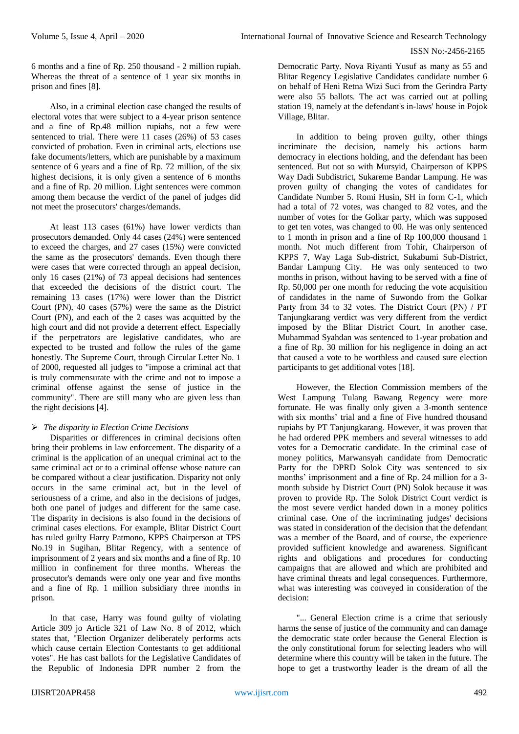6 months and a fine of Rp. 250 thousand - 2 million rupiah. Whereas the threat of a sentence of 1 year six months in prison and fines [8].

Also, in a criminal election case changed the results of electoral votes that were subject to a 4-year prison sentence and a fine of Rp.48 million rupiahs, not a few were sentenced to trial. There were 11 cases (26%) of 53 cases convicted of probation. Even in criminal acts, elections use fake documents/letters, which are punishable by a maximum sentence of 6 years and a fine of Rp. 72 million, of the six highest decisions, it is only given a sentence of 6 months and a fine of Rp. 20 million. Light sentences were common among them because the verdict of the panel of judges did not meet the prosecutors' charges/demands.

At least 113 cases (61%) have lower verdicts than prosecutors demanded. Only 44 cases (24%) were sentenced to exceed the charges, and 27 cases (15%) were convicted the same as the prosecutors' demands. Even though there were cases that were corrected through an appeal decision, only 16 cases (21%) of 73 appeal decisions had sentences that exceeded the decisions of the district court. The remaining 13 cases (17%) were lower than the District Court (PN), 40 cases (57%) were the same as the District Court (PN), and each of the 2 cases was acquitted by the high court and did not provide a deterrent effect. Especially if the perpetrators are legislative candidates, who are expected to be trusted and follow the rules of the game honestly. The Supreme Court, through Circular Letter No. 1 of 2000, requested all judges to "impose a criminal act that is truly commensurate with the crime and not to impose a criminal offense against the sense of justice in the community". There are still many who are given less than the right decisions [4].

- *The disparity in Election Crime Decisions*

Disparities or differences in criminal decisions often bring their problems in law enforcement. The disparity of a criminal is the application of an unequal criminal act to the same criminal act or to a criminal offense whose nature can be compared without a clear justification. Disparity not only occurs in the same criminal act, but in the level of seriousness of a crime, and also in the decisions of judges, both one panel of judges and different for the same case. The disparity in decisions is also found in the decisions of criminal cases elections. For example, Blitar District Court has ruled guilty Harry Patmono, KPPS Chairperson at TPS No.19 in Sugihan, Blitar Regency, with a sentence of imprisonment of 2 years and six months and a fine of Rp. 10 million in confinement for three months. Whereas the prosecutor's demands were only one year and five months and a fine of Rp. 1 million subsidiary three months in prison.

In that case, Harry was found guilty of violating Article 309 jo Article 321 of Law No. 8 of 2012, which states that, "Election Organizer deliberately performs acts which cause certain Election Contestants to get additional votes". He has cast ballots for the Legislative Candidates of the Republic of Indonesia DPR number 2 from the Democratic Party. Nova Riyanti Yusuf as many as 55 and Blitar Regency Legislative Candidates candidate number 6 on behalf of Heni Retna Wizi Suci from the Gerindra Party were also 55 ballots. The act was carried out at polling station 19, namely at the defendant's in-laws' house in Pojok Village, Blitar.

In addition to being proven guilty, other things incriminate the decision, namely his actions harm democracy in elections holding, and the defendant has been sentenced. But not so with Mursyid, Chairperson of KPPS Way Dadi Subdistrict, Sukareme Bandar Lampung. He was proven guilty of changing the votes of candidates for Candidate Number 5. Romi Husin, SH in form C-1, which had a total of 72 votes, was changed to 82 votes, and the number of votes for the Golkar party, which was supposed to get ten votes, was changed to 00. He was only sentenced to 1 month in prison and a fine of Rp 100,000 thousand 1 month. Not much different from Tohir, Chairperson of KPPS 7, Way Laga Sub-district, Sukabumi Sub-District, Bandar Lampung City. He was only sentenced to two months in prison, without having to be served with a fine of Rp. 50,000 per one month for reducing the vote acquisition of candidates in the name of Suwondo from the Golkar Party from 34 to 32 votes. The District Court (PN) / PT Tanjungkarang verdict was very different from the verdict imposed by the Blitar District Court. In another case, Muhammad Syahdan was sentenced to 1-year probation and a fine of Rp. 30 million for his negligence in doing an act that caused a vote to be worthless and caused sure election participants to get additional votes [18].

However, the Election Commission members of the West Lampung Tulang Bawang Regency were more fortunate. He was finally only given a 3-month sentence with six months' trial and a fine of Five hundred thousand rupiahs by PT Tanjungkarang. However, it was proven that he had ordered PPK members and several witnesses to add votes for a Democratic candidate. In the criminal case of money politics, Marwansyah candidate from Democratic Party for the DPRD Solok City was sentenced to six months' imprisonment and a fine of Rp. 24 million for a 3-month subside by District Court (PN) Solok because it was proven to provide Rp. The Solok District Court verdict is the most severe verdict handed down in a money politics criminal case. One of the incriminating judges' decisions was stated in consideration of the decision that the defendant was a member of the Board, and of course, the experience provided sufficient knowledge and awareness. Significant rights and obligations and procedures for conducting campaigns that are allowed and which are prohibited and have criminal threats and legal consequences. Furthermore, what was interesting was conveyed in consideration of the decision:

"... General Election crime is a crime that seriously harms the sense of justice of the community and can damage the democratic state order because the General Election is the only constitutional forum for selecting leaders who will determine where this country will be taken in the future. The hope to get a trustworthy leader is the dream of all the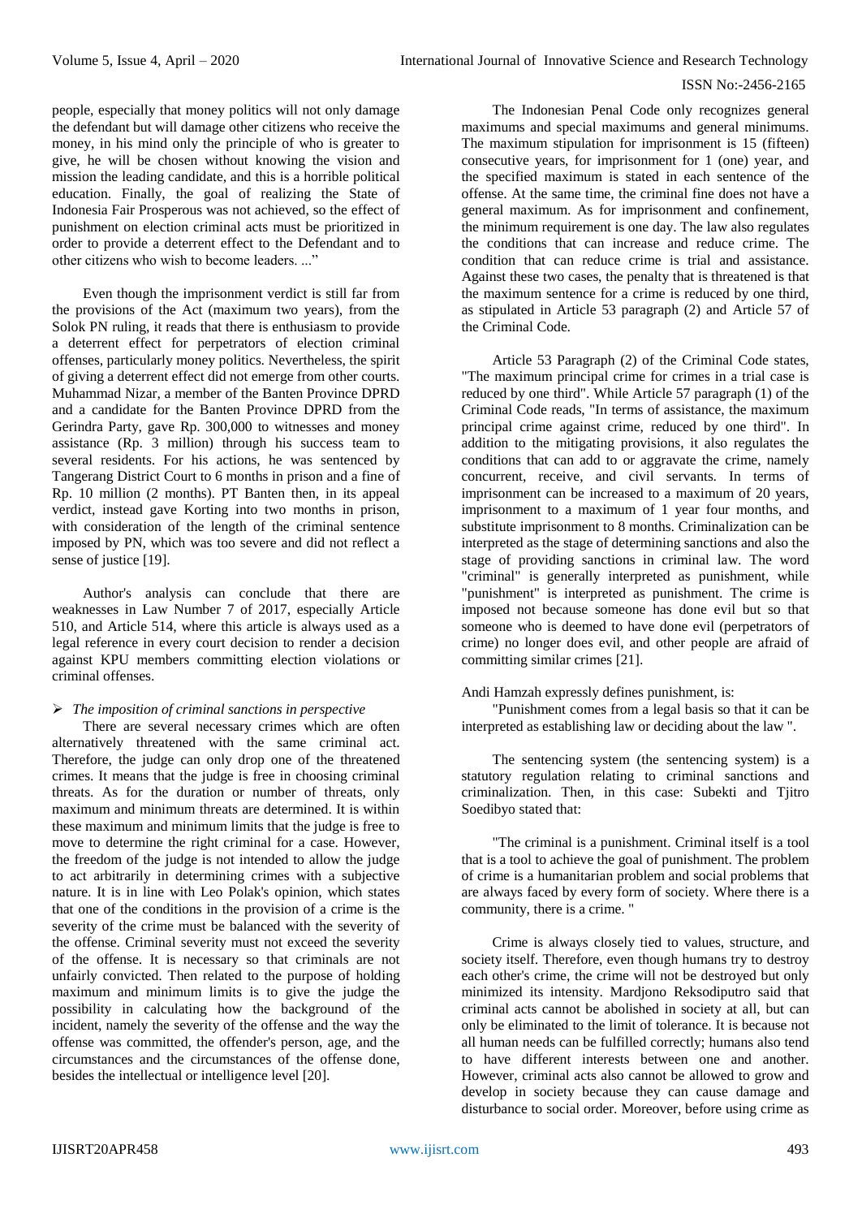people, especially that money politics will not only damage the defendant but will damage other citizens who receive the money, in his mind only the principle of who is greater to give, he will be chosen without knowing the vision and mission the leading candidate, and this is a horrible political education. Finally, the goal of realizing the State of Indonesia Fair Prosperous was not achieved, so the effect of punishment on election criminal acts must be prioritized in order to provide a deterrent effect to the Defendant and to other citizens who wish to become leaders. ..."

Even though the imprisonment verdict is still far from the provisions of the Act (maximum two years), from the Solok PN ruling, it reads that there is enthusiasm to provide a deterrent effect for perpetrators of election criminal offenses, particularly money politics. Nevertheless, the spirit of giving a deterrent effect did not emerge from other courts. Muhammad Nizar, a member of the Banten Province DPRD and a candidate for the Banten Province DPRD from the Gerindra Party, gave Rp. 300,000 to witnesses and money assistance (Rp. 3 million) through his success team to several residents. For his actions, he was sentenced by Tangerang District Court to 6 months in prison and a fine of Rp. 10 million (2 months). PT Banten then, in its appeal verdict, instead gave Korting into two months in prison, with consideration of the length of the criminal sentence imposed by PN, which was too severe and did not reflect a sense of justice [19].

Author's analysis can conclude that there are weaknesses in Law Number 7 of 2017, especially Article 510, and Article 514, where this article is always used as a legal reference in every court decision to render a decision against KPU members committing election violations or criminal offenses.

- *The imposition of criminal sanctions in perspective*

There are several necessary crimes which are often alternatively threatened with the same criminal act. Therefore, the judge can only drop one of the threatened crimes. It means that the judge is free in choosing criminal threats. As for the duration or number of threats, only maximum and minimum threats are determined. It is within these maximum and minimum limits that the judge is free to move to determine the right criminal for a case. However, the freedom of the judge is not intended to allow the judge to act arbitrarily in determining crimes with a subjective nature. It is in line with Leo Polak's opinion, which states that one of the conditions in the provision of a crime is the severity of the crime must be balanced with the severity of the offense. Criminal severity must not exceed the severity of the offense. It is necessary so that criminals are not unfairly convicted. Then related to the purpose of holding maximum and minimum limits is to give the judge the possibility in calculating how the background of the incident, namely the severity of the offense and the way the offense was committed, the offender's person, age, and the circumstances and the circumstances of the offense done, besides the intellectual or intelligence level [20].

The Indonesian Penal Code only recognizes general maximums and special maximums and general minimums. The maximum stipulation for imprisonment is 15 (fifteen) consecutive years, for imprisonment for 1 (one) year, and the specified maximum is stated in each sentence of the offense. At the same time, the criminal fine does not have a general maximum. As for imprisonment and confinement, the minimum requirement is one day. The law also regulates the conditions that can increase and reduce crime. The condition that can reduce crime is trial and assistance. Against these two cases, the penalty that is threatened is that the maximum sentence for a crime is reduced by one third, as stipulated in Article 53 paragraph (2) and Article 57 of the Criminal Code.

Article 53 Paragraph (2) of the Criminal Code states, "The maximum principal crime for crimes in a trial case is reduced by one third". While Article 57 paragraph (1) of the Criminal Code reads, "In terms of assistance, the maximum principal crime against crime, reduced by one third". In addition to the mitigating provisions, it also regulates the conditions that can add to or aggravate the crime, namely concurrent, receive, and civil servants. In terms of imprisonment can be increased to a maximum of 20 years, imprisonment to a maximum of 1 year four months, and substitute imprisonment to 8 months. Criminalization can be interpreted as the stage of determining sanctions and also the stage of providing sanctions in criminal law. The word "criminal" is generally interpreted as punishment, while "punishment" is interpreted as punishment. The crime is imposed not because someone has done evil but so that someone who is deemed to have done evil (perpetrators of crime) no longer does evil, and other people are afraid of committing similar crimes [21].

Andi Hamzah expressly defines punishment, is:

"Punishment comes from a legal basis so that it can be interpreted as establishing law or deciding about the law ".

The sentencing system (the sentencing system) is a statutory regulation relating to criminal sanctions and criminalization. Then, in this case: Subekti and Tjitro Soedibyo stated that:

"The criminal is a punishment. Criminal itself is a tool that is a tool to achieve the goal of punishment. The problem of crime is a humanitarian problem and social problems that are always faced by every form of society. Where there is a community, there is a crime. "

Crime is always closely tied to values, structure, and society itself. Therefore, even though humans try to destroy each other's crime, the crime will not be destroyed but only minimized its intensity. Mardjono Reksodiputro said that criminal acts cannot be abolished in society at all, but can only be eliminated to the limit of tolerance. It is because not all human needs can be fulfilled correctly; humans also tend to have different interests between one and another. However, criminal acts also cannot be allowed to grow and develop in society because they can cause damage and disturbance to social order. Moreover, before using crime as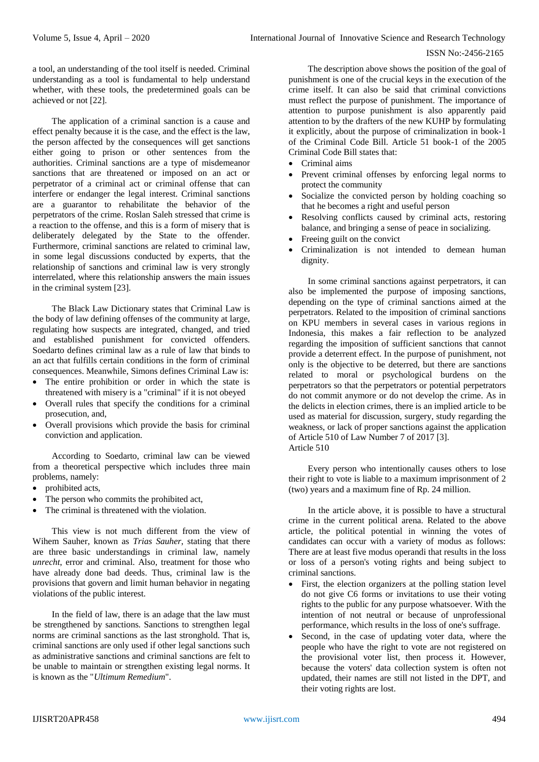a tool, an understanding of the tool itself is needed. Criminal understanding as a tool is fundamental to help understand whether, with these tools, the predetermined goals can be achieved or not [22].

The application of a criminal sanction is a cause and effect penalty because it is the case, and the effect is the law, the person affected by the consequences will get sanctions either going to prison or other sentences from the authorities. Criminal sanctions are a type of misdemeanor sanctions that are threatened or imposed on an act or perpetrator of a criminal act or criminal offense that can interfere or endanger the legal interest. Criminal sanctions are a guarantor to rehabilitate the behavior of the perpetrators of the crime. Roslan Saleh stressed that crime is a reaction to the offense, and this is a form of misery that is deliberately delegated by the State to the offender. Furthermore, criminal sanctions are related to criminal law, in some legal discussions conducted by experts, that the relationship of sanctions and criminal law is very strongly interrelated, where this relationship answers the main issues in the criminal system [23].

The Black Law Dictionary states that Criminal Law is the body of law defining offenses of the community at large, regulating how suspects are integrated, changed, and tried and established punishment for convicted offenders. Soedarto defines criminal law as a rule of law that binds to an act that fulfills certain conditions in the form of criminal consequences. Meanwhile, Simons defines Criminal Law is:

- The entire prohibition or order in which the state is threatened with misery is a "criminal" if it is not obeyed
- Overall rules that specify the conditions for a criminal prosecution, and,
- Overall provisions which provide the basis for criminal conviction and application.

According to Soedarto, criminal law can be viewed from a theoretical perspective which includes three main problems, namely:

- prohibited acts,
- The person who commits the prohibited act,
- The criminal is threatened with the violation.

This view is not much different from the view of Wihem Sauher, known as *Trias Sauher*, stating that there are three basic understandings in criminal law, namely *unrecht*, error and criminal. Also, treatment for those who have already done bad deeds. Thus, criminal law is the provisions that govern and limit human behavior in negating violations of the public interest.

In the field of law, there is an adage that the law must be strengthened by sanctions. Sanctions to strengthen legal norms are criminal sanctions as the last stronghold. That is, criminal sanctions are only used if other legal sanctions such as administrative sanctions and criminal sanctions are felt to be unable to maintain or strengthen existing legal norms. It is known as the "*Ultimum Remedium*".

The description above shows the position of the goal of punishment is one of the crucial keys in the execution of the crime itself. It can also be said that criminal convictions must reflect the purpose of punishment. The importance of attention to purpose punishment is also apparently paid attention to by the drafters of the new KUHP by formulating it explicitly, about the purpose of criminalization in book-1 of the Criminal Code Bill. Article 51 book-1 of the 2005 Criminal Code Bill states that:

- Criminal aims
- Prevent criminal offenses by enforcing legal norms to protect the community
- Socialize the convicted person by holding coaching so that he becomes a right and useful person
- Resolving conflicts caused by criminal acts, restoring balance, and bringing a sense of peace in socializing.
- Freeing guilt on the convict
- Criminalization is not intended to demean human dignity.

In some criminal sanctions against perpetrators, it can also be implemented the purpose of imposing sanctions, depending on the type of criminal sanctions aimed at the perpetrators. Related to the imposition of criminal sanctions on KPU members in several cases in various regions in Indonesia, this makes a fair reflection to be analyzed regarding the imposition of sufficient sanctions that cannot provide a deterrent effect. In the purpose of punishment, not only is the objective to be deterred, but there are sanctions related to moral or psychological burdens on the perpetrators so that the perpetrators or potential perpetrators do not commit anymore or do not develop the crime. As in the delicts in election crimes, there is an implied article to be used as material for discussion, surgery, study regarding the weakness, or lack of proper sanctions against the application of Article 510 of Law Number 7 of 2017 [3].
Article 510

Every person who intentionally causes others to lose their right to vote is liable to a maximum imprisonment of 2 (two) years and a maximum fine of Rp. 24 million.

In the article above, it is possible to have a structural crime in the current political arena. Related to the above article, the political potential in winning the votes of candidates can occur with a variety of modus as follows: There are at least five modus operandi that results in the loss or loss of a person's voting rights and being subject to criminal sanctions.

- First, the election organizers at the polling station level do not give C6 forms or invitations to use their voting rights to the public for any purpose whatsoever. With the intention of not neutral or because of unprofessional performance, which results in the loss of one's suffrage.
- Second, in the case of updating voter data, where the people who have the right to vote are not registered on the provisional voter list, then process it. However, because the voters' data collection system is often not updated, their names are still not listed in the DPT, and their voting rights are lost.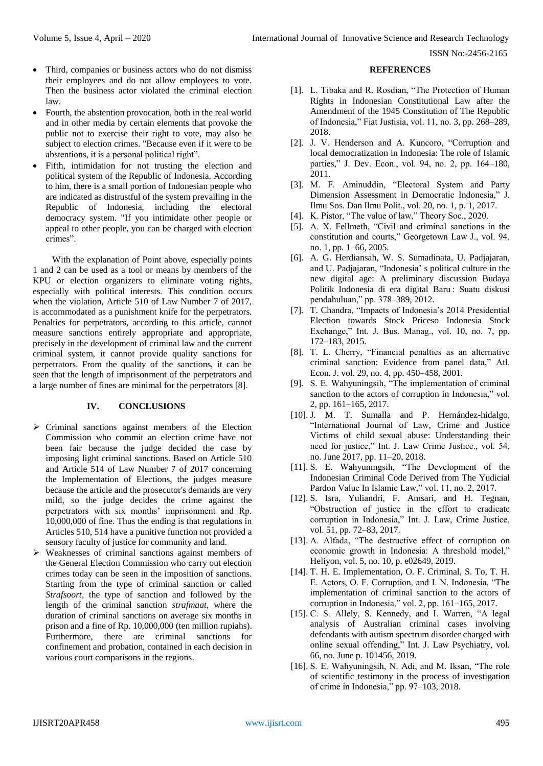- Third, companies or business actors who do not dismiss their employees and do not allow employees to vote. Then the business actor violated the criminal election law.
- Fourth, the abstention provocation, both in the real world and in other media by certain elements that provoke the public not to exercise their right to vote, may also be subject to election crimes. "Because even if it were to be abstentions, it is a personal political right".
- Fifth, intimidation for not trusting the election and political system of the Republic of Indonesia. According to him, there is a small portion of Indonesian people who are indicated as distrustful of the system prevailing in the Republic of Indonesia, including the electoral democracy system. "If you intimidate other people or appeal to other people, you can be charged with election crimes".

With the explanation of Point above, especially points 1 and 2 can be used as a tool or means by members of the KPU or election organizers to eliminate voting rights, especially with political interests. This condition occurs when the violation, Article 510 of Law Number 7 of 2017, is accommodated as a punishment knife for the perpetrators. Penalties for perpetrators, according to this article, cannot measure sanctions entirely appropriate and appropriate, precisely in the development of criminal law and the current criminal system, it cannot provide quality sanctions for perpetrators. From the quality of the sanctions, it can be seen that the length of imprisonment of the perpetrators and a large number of fines are minimal for the perpetrators [8].

## IV. CONCLUSIONS

- Criminal sanctions against members of the Election Commission who commit an election crime have not been fair because the judge decided the case by imposing light criminal sanctions. Based on Article 510 and Article 514 of Law Number 7 of 2017 concerning the Implementation of Elections, the judges measure because the article and the prosecutor's demands are very mild, so the judge decides the crime against the perpetrators with six months' imprisonment and Rp. 10,000,000 of fine. Thus the ending is that regulations in Articles 510, 514 have a punitive function not provided a sensory faculty of justice for community and land.
- Weaknesses of criminal sanctions against members of the General Election Commission who carry out election crimes today can be seen in the imposition of sanctions. Starting from the type of criminal sanction or called *Strafsoort*, the type of sanction and followed by the length of the criminal sanction *strafmaat*, where the duration of criminal sanctions on average six months in prison and a fine of Rp. 10,000,000 (ten million rupiahs). Furthermore, there are criminal sanctions for confinement and probation, contained in each decision in various court comparisons in the regions.

## REFERENCES

[1]. L. Tibaka and R. Rosdian, "The Protection of Human Rights in Indonesian Constitutional Law after the Amendment of the 1945 Constitution of The Republic of Indonesia," Fiat Justisia, vol. 11, no. 3, pp. 268–289, 2018.

[2]. J. V. Henderson and A. Kuncoro, "Corruption and local democratization in Indonesia: The role of Islamic parties," J. Dev. Econ., vol. 94, no. 2, pp. 164–180, 2011.

[3]. M. F. Aminuddin, "Electoral System and Party Dimension Assessment in Democratic Indonesia," J. Ilmu Sos. Dan Ilmu Polit., vol. 20, no. 1, p. 1, 2017.

[4]. K. Pistor, "The value of law," Theory Soc., 2020.

[5]. A. X. Fellmeth, "Civil and criminal sanctions in the constitution and courts," Georgetown Law J., vol. 94, no. 1, pp. 1–66, 2005.

[6]. A. G. Herdiansah, W. S. Sumadinata, U. Padjajaran, and U. Padjajaran, "Indonesia' s political culture in the new digital age: A preliminary discussion Budaya Politik Indonesia di era digital Baru : Suatu diskusi pendahuluan," pp. 378–389, 2012.

[7]. T. Chandra, "Impacts of Indonesia's 2014 Presidential Election towards Stock Priceso Indonesia Stock Exchange," Int. J. Bus. Manag., vol. 10, no. 7, pp. 172–183, 2015.

[8]. T. L. Cherry, "Financial penalties as an alternative criminal sanction: Evidence from panel data," Atl. Econ. J. vol. 29, no. 4, pp. 450–458, 2001.

[9]. S. E. Wahyuningsih, "The implementation of criminal sanction to the actors of corruption in Indonesia," vol. 2, pp. 161–165, 2017.

[10]. J. M. T. Sumalla and P. Hernández-hidalgo, "International Journal of Law, Crime and Justice Victims of child sexual abuse: Understanding their need for justice," Int. J. Law Crime Justice., vol. 54, no. June 2017, pp. 11–20, 2018.

[11]. S. E. Wahyuningsih, "The Development of the Indonesian Criminal Code Derived from The Yudicial Pardon Value In Islamic Law," vol. 11, no. 2, 2017.

[12]. S. Isra, Yuliandri, F. Amsari, and H. Tegnan, "Obstruction of justice in the effort to eradicate corruption in Indonesia," Int. J. Law, Crime Justice, vol. 51, pp. 72–83, 2017.

[13]. A. Alfada, "The destructive effect of corruption on economic growth in Indonesia: A threshold model," Heliyon, vol. 5, no. 10, p. e02649, 2019.

[14]. T. H. E. Implementation, O. F. Criminal, S. To, T. H. E. Actors, O. F. Corruption, and I. N. Indonesia, "The implementation of criminal sanction to the actors of corruption in Indonesia," vol. 2, pp. 161–165, 2017.

[15]. C. S. Allely, S. Kennedy, and I. Warren, "A legal analysis of Australian criminal cases involving defendants with autism spectrum disorder charged with online sexual offending," Int. J. Law Psychiatry, vol. 66, no. June p. 101456, 2019.

[16]. S. E. Wahyuningsih, N. Adi, and M. Iksan, "The role of scientific testimony in the process of investigation of crime in Indonesia," pp. 97–103, 2018.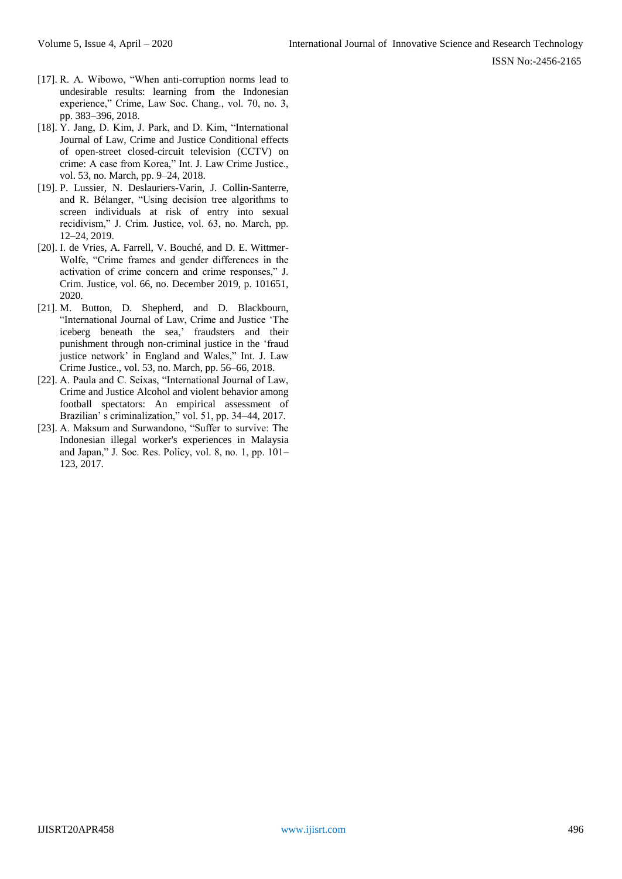[17]. R. A. Wibowo, "When anti-corruption norms lead to undesirable results: learning from the Indonesian experience," Crime, Law Soc. Chang., vol. 70, no. 3, pp. 383–396, 2018.

[18]. Y. Jang, D. Kim, J. Park, and D. Kim, "International Journal of Law, Crime and Justice Conditional effects of open-street closed-circuit television (CCTV) on crime: A case from Korea," Int. J. Law Crime Justice., vol. 53, no. March, pp. 9–24, 2018.

[19]. P. Lussier, N. Deslauriers-Varin, J. Collin-Santerre, and R. Bélanger, "Using decision tree algorithms to screen individuals at risk of entry into sexual recidivism," J. Crim. Justice, vol. 63, no. March, pp. 12–24, 2019.

[20]. I. de Vries, A. Farrell, V. Bouché, and D. E. Wittmer-Wolfe, "Crime frames and gender differences in the activation of crime concern and crime responses," J. Crim. Justice, vol. 66, no. December 2019, p. 101651, 2020.

[21]. M. Button, D. Shepherd, and D. Blackbourn, "International Journal of Law, Crime and Justice 'The iceberg beneath the sea,' fraudsters and their punishment through non-criminal justice in the 'fraud justice network' in England and Wales," Int. J. Law Crime Justice., vol. 53, no. March, pp. 56–66, 2018.

[22]. A. Paula and C. Seixas, "International Journal of Law, Crime and Justice Alcohol and violent behavior among football spectators: An empirical assessment of Brazilian' s criminalization," vol. 51, pp. 34–44, 2017.

[23]. A. Maksum and Surwandono, "Suffer to survive: The Indonesian illegal worker's experiences in Malaysia and Japan," J. Soc. Res. Policy, vol. 8, no. 1, pp. 101–123, 2017.